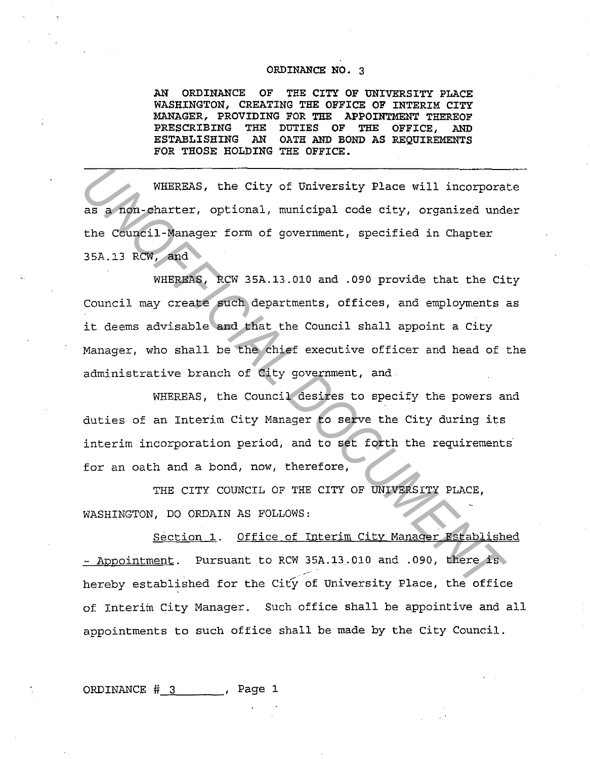# ORDINANCE NO. 3

**AN ORDINANCE OF THE CITY OF UNIVERSITY PLACE WASHINGTON, CREATING THE OFFICE OF INTERIM CITY MANAGER, PROVIDING FOR THE APPOINTMENT THEREOF PRESCRIBING THE DUTIES OF THE OFFICE, AND ESTABLISHING AN OATH AND BOND AS REQUIREMENTS FOR THOSE HOLDING THE OFFICE.**

---

WHEREAS, the City of University Place will incorporate as a non-charter, optional, municipal code city, organized under the Council-Manager form of government, specified in Chapter 35A.13 RCW, and

WHEREAS, RCW 35A.13.010 and .090 provide that the City Council may create such departments, offices, and employments as it deems advisable and that the Council shall appoint a City Manager, who shall be the chief executive officer and head of the administrative branch of City government, and

WHEREAS, the Council desires to specify the powers and duties of an Interim City Manager to serve the City during its interim incorporation period, and to set forth the requirements for an oath and a bond, now, therefore,

THE CITY COUNCIL OF THE CITY OF UNIVERSITY PLACE, WASHINGTON, DO ORDAIN AS FOLLOWS:

Section 1. Office of Interim City Manager Established - Appointment. Pursuant to RCW 35A.13.010 and .090, there is hereby established for the City of University Place, the office of Interim City Manager. Such office shall be appointive and all appointments to such office shall be made by the City Council.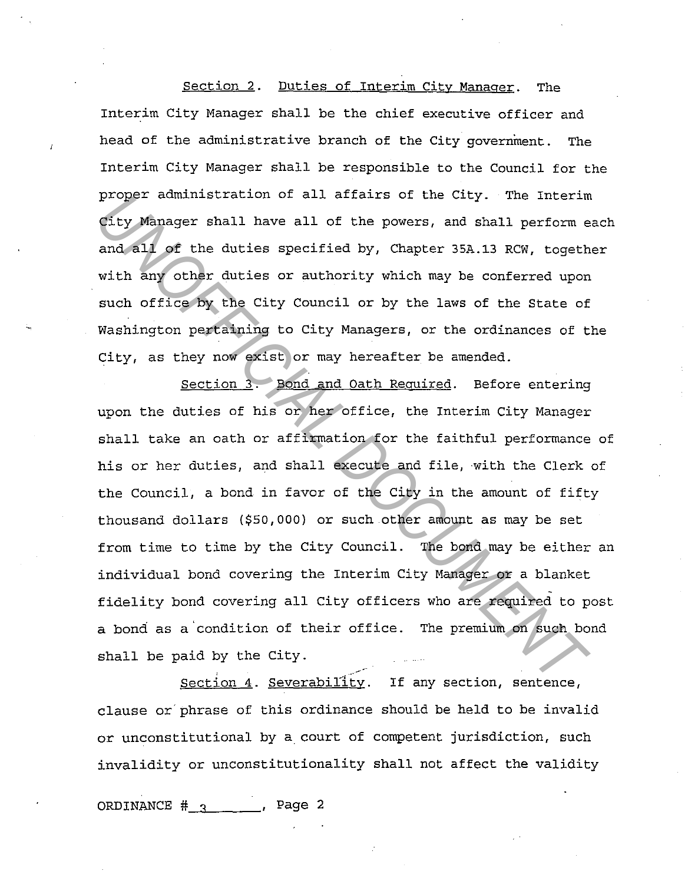Section 2. Duties of Interim City Manager. The Interim City Manager shall be the chief executive officer and head of the administrative branch of the City government. The Interim City Manager shall be responsible to the Council for the proper administration of all affairs of the City. The Interim City Manager shall have all of the powers, and shall perform each and all of the duties specified by, Chapter 35A.13 RCW, together with any other duties or authority which may be conferred upon such office by the City Council or by the laws of the State of Washington pertaining to City Managers, or the ordinances of the City, as they now exist or may hereafter be amended.

Section 3. Bond and Oath Required. Before entering upon the duties of his or her office, the Interim City Manager shall take an oath or affirmation for the faithful performance of his or her duties, and shall execute and file, with the Clerk of the Council, a bond in favor of the City in the amount of fifty thousand dollars ($50,000) or such other amount as may be set from time to time by the City Council. The bond may be either an individual bond covering the Interim City Manager or a blanket fidelity bond covering all City officers who are required to post a bond as a condition of their office. The premium on such bond shall be paid by the City.

Section 4. Severability. If any section, sentence, clause or phrase of this ordinance should be held to be invalid or unconstitutional by a court of competent jurisdiction, such invalidity or unconstitutionality shall not affect the validity

ORDINANCE # 3 , Page 2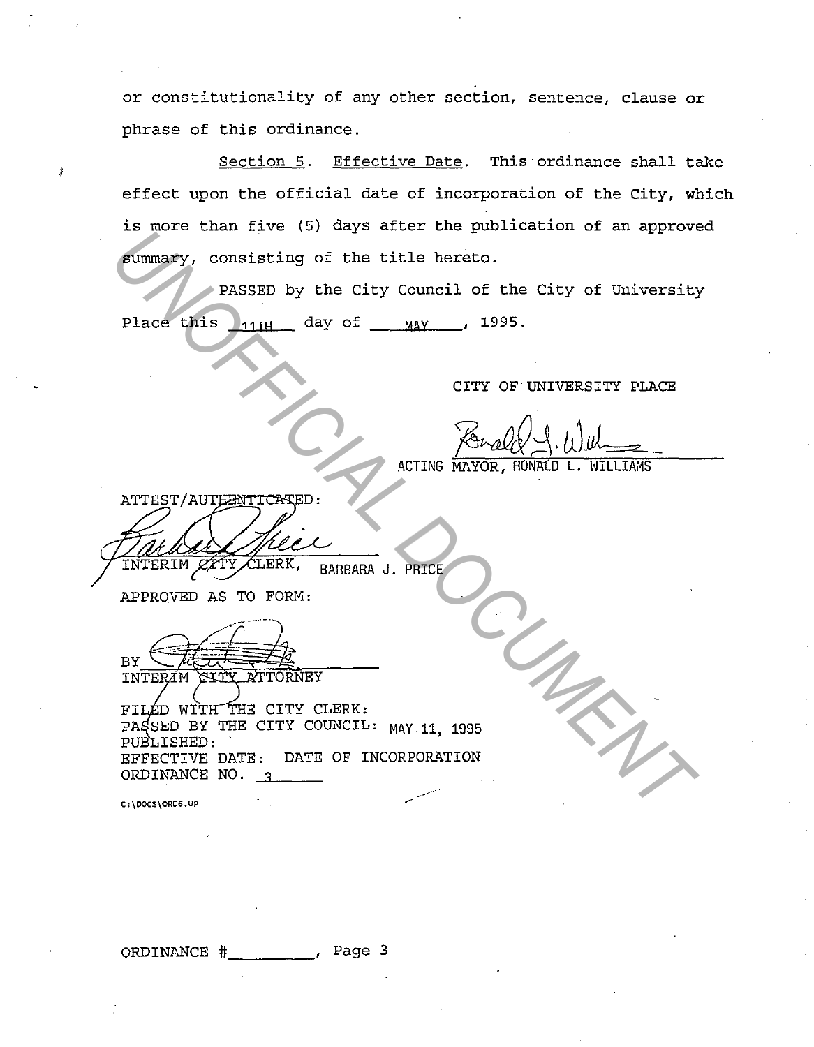or constitutionality of any other section, sentence, clause or phrase of this ordinance.

Section 5. Effective Date. This ordinance shall take effect upon the official date of incorporation of the City, which is more than five (5) days after the publication of an approved summary, consisting of the title hereto.

PASSED by the City Council of the City of University Place this 11TH day of MAY, 1995.

CITY OF UNIVERSITY PLACE

ACTING MAYOR, RONALD L. WILLIAMS

ATTEST/AUTHENTICATED:

INTERIM CITY CLERK, BARBARA J. PRICE

APPROVED AS TO FORM:

BY
INTERIM CITY ATTORNEY

FILED WITH THE CITY CLERK:
PASSED BY THE CITY COUNCIL: MAY 11, 1995
PUBLISHED:
EFFECTIVE DATE: DATE OF INCORPORATION
ORDINANCE NO. 3

C:\DOCS\ORD6.UP

ORDINANCE #________, Page 3